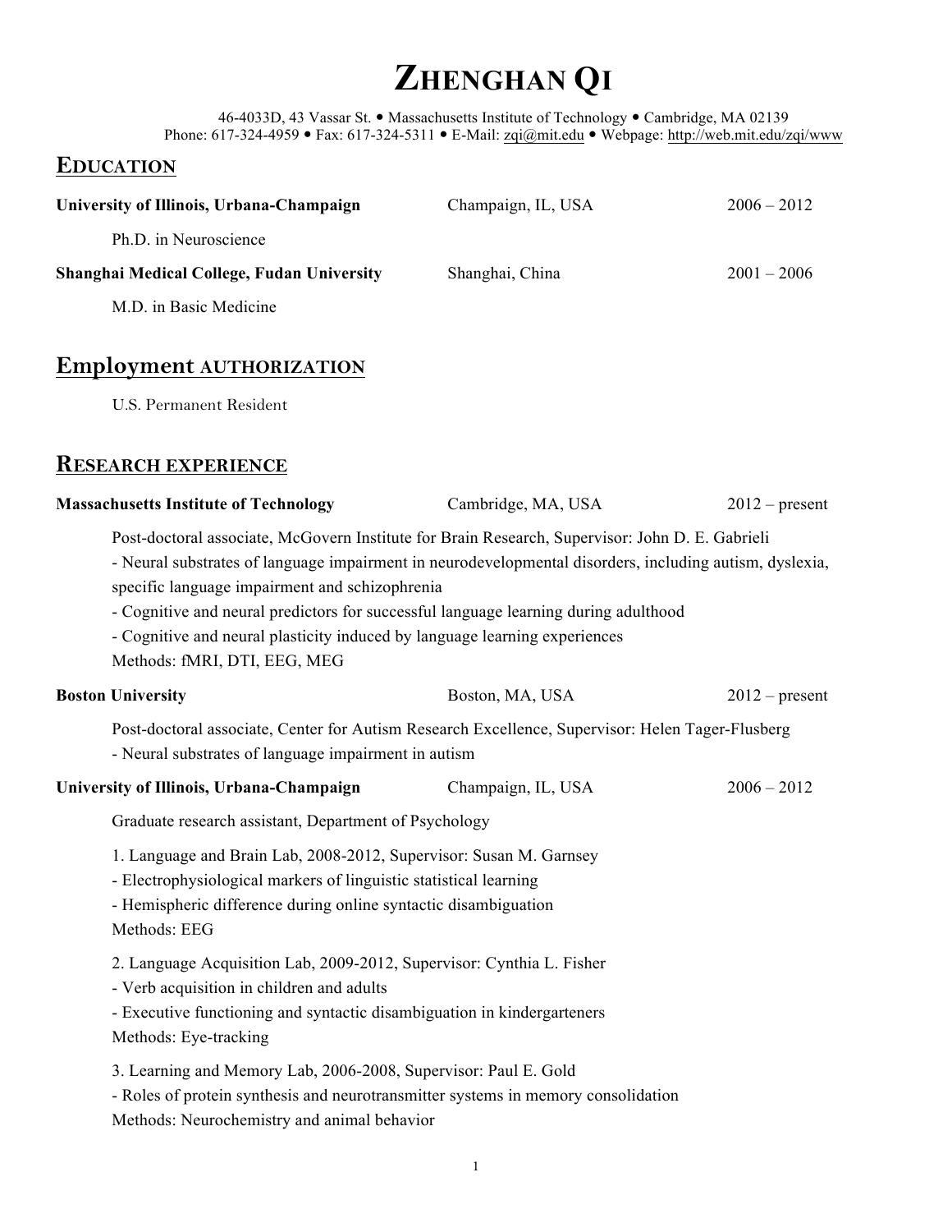# ZHENGHAN QI

46-4033D, 43 Vassar St. • Massachusetts Institute of Technology • Cambridge, MA 02139
Phone: 617-324-4959 • Fax: 617-324-5311 • E-Mail: zqi@mit.edu • Webpage: http://web.mit.edu/zqi/www

## EDUCATION

**University of Illinois, Urbana-Champaign** Champaign, IL, USA 2006 – 2012

Ph.D. in Neuroscience

**Shanghai Medical College, Fudan University** Shanghai, China 2001 – 2006

M.D. in Basic Medicine

## Employment AUTHORIZATION

U.S. Permanent Resident

## RESEARCH EXPERIENCE

**Massachusetts Institute of Technology** Cambridge, MA, USA 2012 – present

Post-doctoral associate, McGovern Institute for Brain Research, Supervisor: John D. E. Gabrieli
- Neural substrates of language impairment in neurodevelopmental disorders, including autism, dyslexia, specific language impairment and schizophrenia
- Cognitive and neural predictors for successful language learning during adulthood
- Cognitive and neural plasticity induced by language learning experiences

Methods: fMRI, DTI, EEG, MEG

**Boston University** Boston, MA, USA 2012 – present

Post-doctoral associate, Center for Autism Research Excellence, Supervisor: Helen Tager-Flusberg
- Neural substrates of language impairment in autism

**University of Illinois, Urbana-Champaign** Champaign, IL, USA 2006 – 2012

Graduate research assistant, Department of Psychology

1. Language and Brain Lab, 2008-2012, Supervisor: Susan M. Garnsey
- Electrophysiological markers of linguistic statistical learning
- Hemispheric difference during online syntactic disambiguation

Methods: EEG

2. Language Acquisition Lab, 2009-2012, Supervisor: Cynthia L. Fisher
- Verb acquisition in children and adults
- Executive functioning and syntactic disambiguation in kindergarteners

Methods: Eye-tracking

3. Learning and Memory Lab, 2006-2008, Supervisor: Paul E. Gold
- Roles of protein synthesis and neurotransmitter systems in memory consolidation

Methods: Neurochemistry and animal behavior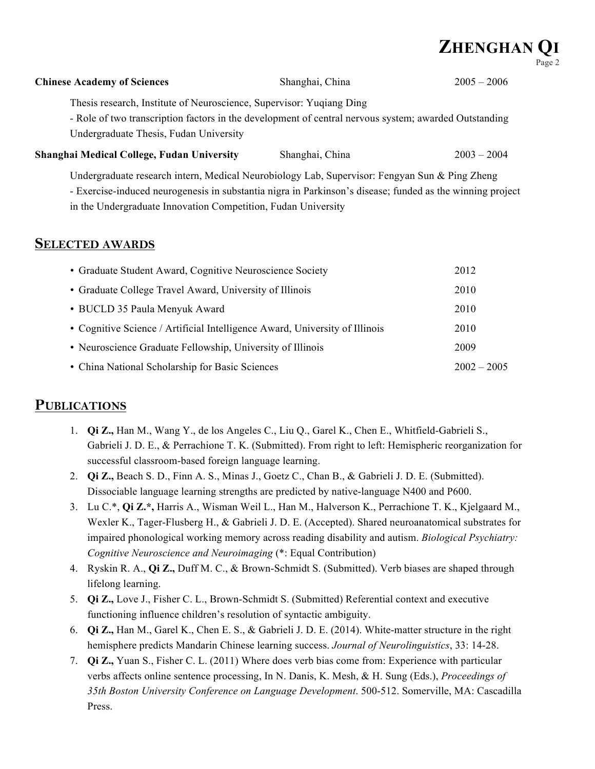**Chinese Academy of Sciences** Shanghai, China 2005 – 2006

Thesis research, Institute of Neuroscience, Supervisor: Yuqiang Ding
- Role of two transcription factors in the development of central nervous system; awarded Outstanding Undergraduate Thesis, Fudan University

**Shanghai Medical College, Fudan University** Shanghai, China 2003 – 2004

Undergraduate research intern, Medical Neurobiology Lab, Supervisor: Fengyan Sun & Ping Zheng
- Exercise-induced neurogenesis in substantia nigra in Parkinson's disease; funded as the winning project in the Undergraduate Innovation Competition, Fudan University

## SELECTED AWARDS

- Graduate Student Award, Cognitive Neuroscience Society — 2012
- Graduate College Travel Award, University of Illinois — 2010
- BUCLD 35 Paula Menyuk Award — 2010
- Cognitive Science / Artificial Intelligence Award, University of Illinois — 2010
- Neuroscience Graduate Fellowship, University of Illinois — 2009
- China National Scholarship for Basic Sciences — 2002 – 2005

## PUBLICATIONS

1. **Qi Z.,** Han M., Wang Y., de los Angeles C., Liu Q., Garel K., Chen E., Whitfield-Gabrieli S., Gabrieli J. D. E., & Perrachione T. K. (Submitted). From right to left: Hemispheric reorganization for successful classroom-based foreign language learning.
2. **Qi Z.,** Beach S. D., Finn A. S., Minas J., Goetz C., Chan B., & Gabrieli J. D. E. (Submitted). Dissociable language learning strengths are predicted by native-language N400 and P600.
3. Lu C.*, **Qi Z.*,** Harris A., Wisman Weil L., Han M., Halverson K., Perrachione T. K., Kjelgaard M., Wexler K., Tager-Flusberg H., & Gabrieli J. D. E. (Accepted). Shared neuroanatomical substrates for impaired phonological working memory across reading disability and autism. *Biological Psychiatry: Cognitive Neuroscience and Neuroimaging* (*: Equal Contribution)
4. Ryskin R. A., **Qi Z.,** Duff M. C., & Brown-Schmidt S. (Submitted). Verb biases are shaped through lifelong learning.
5. **Qi Z.,** Love J., Fisher C. L., Brown-Schmidt S. (Submitted) Referential context and executive functioning influence children's resolution of syntactic ambiguity.
6. **Qi Z.,** Han M., Garel K., Chen E. S., & Gabrieli J. D. E. (2014). White-matter structure in the right hemisphere predicts Mandarin Chinese learning success. *Journal of Neurolinguistics*, 33: 14-28.
7. **Qi Z.,** Yuan S., Fisher C. L. (2011) Where does verb bias come from: Experience with particular verbs affects online sentence processing, In N. Danis, K. Mesh, & H. Sung (Eds.), *Proceedings of 35th Boston University Conference on Language Development*. 500-512. Somerville, MA: Cascadilla Press.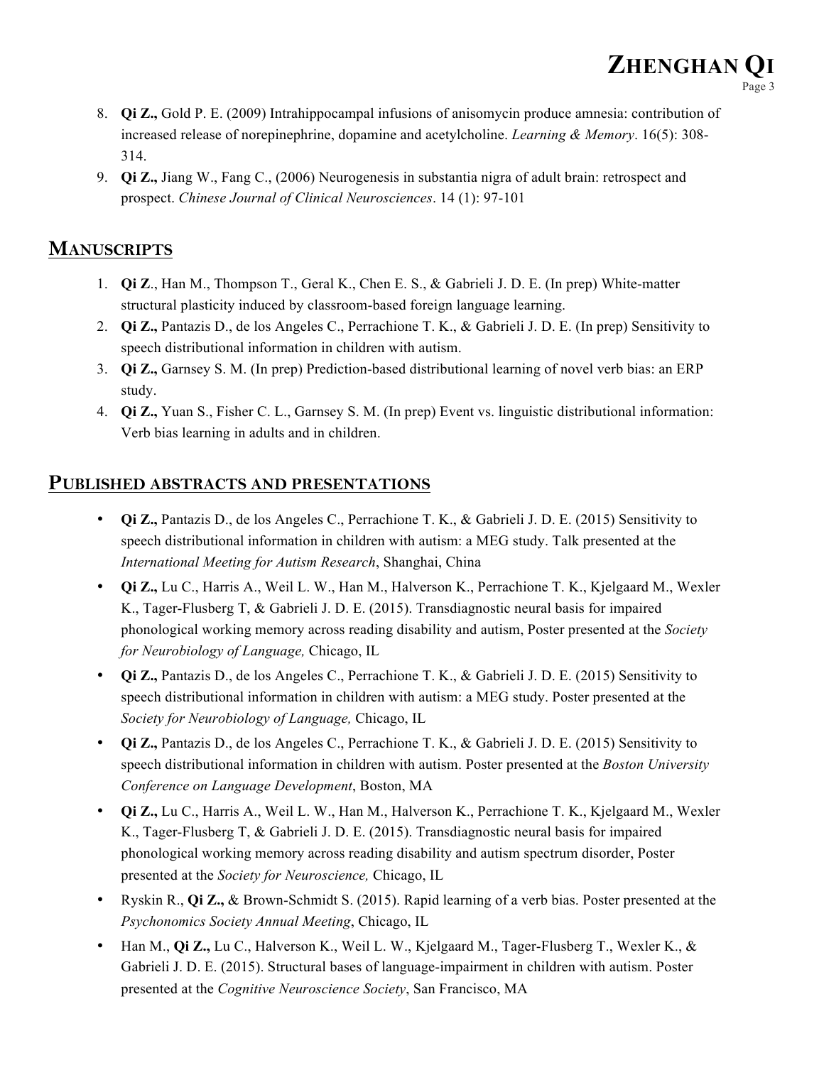8. **Qi Z.,** Gold P. E. (2009) Intrahippocampal infusions of anisomycin produce amnesia: contribution of increased release of norepinephrine, dopamine and acetylcholine. *Learning & Memory*. 16(5): 308-314.
9. **Qi Z.,** Jiang W., Fang C., (2006) Neurogenesis in substantia nigra of adult brain: retrospect and prospect. *Chinese Journal of Clinical Neurosciences*. 14 (1): 97-101

## MANUSCRIPTS

1. **Qi Z**., Han M., Thompson T., Geral K., Chen E. S., & Gabrieli J. D. E. (In prep) White-matter structural plasticity induced by classroom-based foreign language learning.
2. **Qi Z.,** Pantazis D., de los Angeles C., Perrachione T. K., & Gabrieli J. D. E. (In prep) Sensitivity to speech distributional information in children with autism.
3. **Qi Z.,** Garnsey S. M. (In prep) Prediction-based distributional learning of novel verb bias: an ERP study.
4. **Qi Z.,** Yuan S., Fisher C. L., Garnsey S. M. (In prep) Event vs. linguistic distributional information: Verb bias learning in adults and in children.

## PUBLISHED ABSTRACTS AND PRESENTATIONS

- **Qi Z.,** Pantazis D., de los Angeles C., Perrachione T. K., & Gabrieli J. D. E. (2015) Sensitivity to speech distributional information in children with autism: a MEG study. Talk presented at the *International Meeting for Autism Research*, Shanghai, China
- **Qi Z.,** Lu C., Harris A., Weil L. W., Han M., Halverson K., Perrachione T. K., Kjelgaard M., Wexler K., Tager-Flusberg T, & Gabrieli J. D. E. (2015). Transdiagnostic neural basis for impaired phonological working memory across reading disability and autism, Poster presented at the *Society for Neurobiology of Language,* Chicago, IL
- **Qi Z.,** Pantazis D., de los Angeles C., Perrachione T. K., & Gabrieli J. D. E. (2015) Sensitivity to speech distributional information in children with autism: a MEG study. Poster presented at the *Society for Neurobiology of Language,* Chicago, IL
- **Qi Z.,** Pantazis D., de los Angeles C., Perrachione T. K., & Gabrieli J. D. E. (2015) Sensitivity to speech distributional information in children with autism. Poster presented at the *Boston University Conference on Language Development*, Boston, MA
- **Qi Z.,** Lu C., Harris A., Weil L. W., Han M., Halverson K., Perrachione T. K., Kjelgaard M., Wexler K., Tager-Flusberg T, & Gabrieli J. D. E. (2015). Transdiagnostic neural basis for impaired phonological working memory across reading disability and autism spectrum disorder, Poster presented at the *Society for Neuroscience,* Chicago, IL
- Ryskin R., **Qi Z.,** & Brown-Schmidt S. (2015). Rapid learning of a verb bias. Poster presented at the *Psychonomics Society Annual Meeting*, Chicago, IL
- Han M., **Qi Z.,** Lu C., Halverson K., Weil L. W., Kjelgaard M., Tager-Flusberg T., Wexler K., & Gabrieli J. D. E. (2015). Structural bases of language-impairment in children with autism. Poster presented at the *Cognitive Neuroscience Society*, San Francisco, MA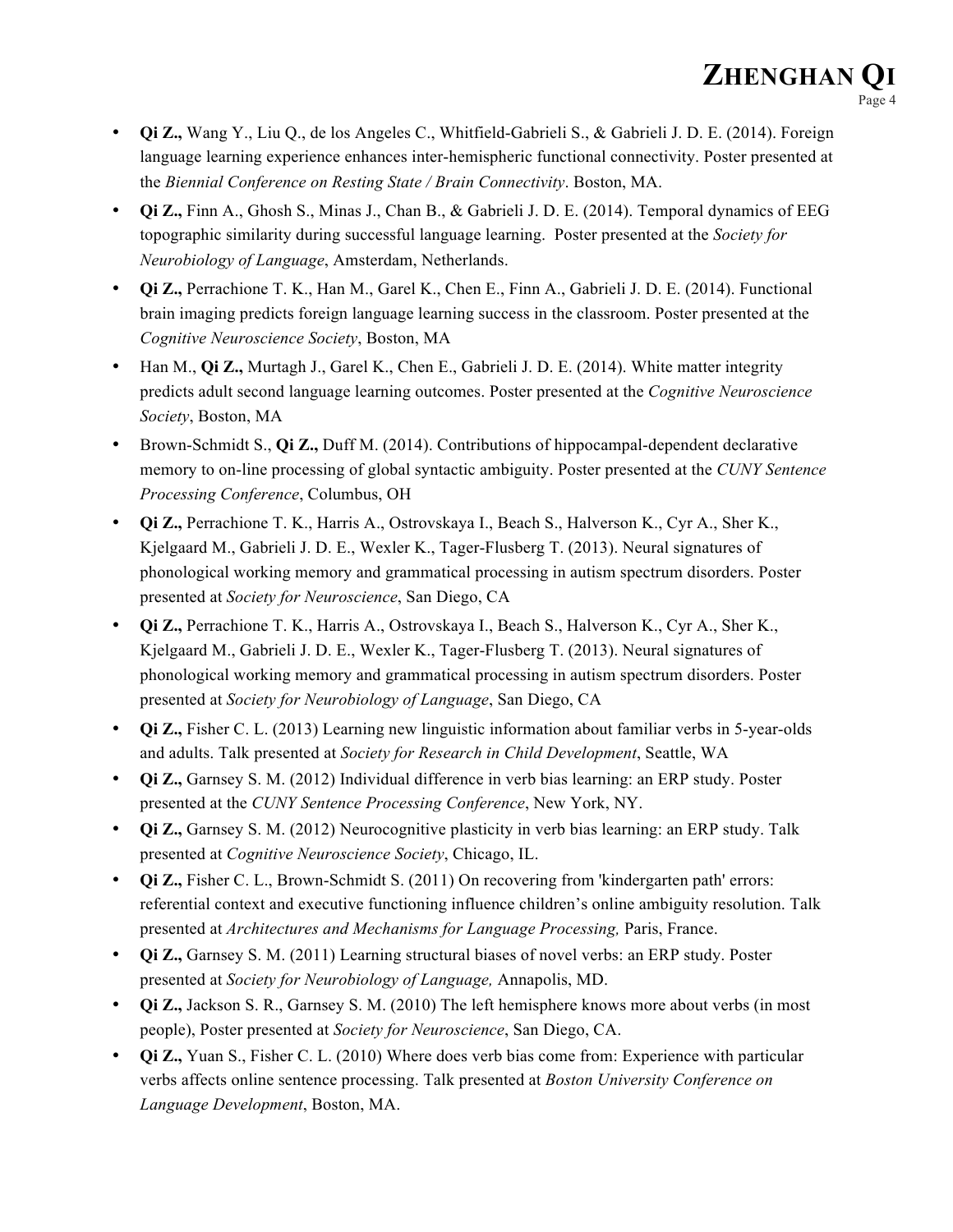- **Qi Z.,** Wang Y., Liu Q., de los Angeles C., Whitfield-Gabrieli S., & Gabrieli J. D. E. (2014). Foreign language learning experience enhances inter-hemispheric functional connectivity. Poster presented at the *Biennial Conference on Resting State / Brain Connectivity*. Boston, MA.
- **Qi Z.,** Finn A., Ghosh S., Minas J., Chan B., & Gabrieli J. D. E. (2014). Temporal dynamics of EEG topographic similarity during successful language learning. Poster presented at the *Society for Neurobiology of Language*, Amsterdam, Netherlands.
- **Qi Z.,** Perrachione T. K., Han M., Garel K., Chen E., Finn A., Gabrieli J. D. E. (2014). Functional brain imaging predicts foreign language learning success in the classroom. Poster presented at the *Cognitive Neuroscience Society*, Boston, MA
- Han M., **Qi Z.,** Murtagh J., Garel K., Chen E., Gabrieli J. D. E. (2014). White matter integrity predicts adult second language learning outcomes. Poster presented at the *Cognitive Neuroscience Society*, Boston, MA
- Brown-Schmidt S., **Qi Z.,** Duff M. (2014). Contributions of hippocampal-dependent declarative memory to on-line processing of global syntactic ambiguity. Poster presented at the *CUNY Sentence Processing Conference*, Columbus, OH
- **Qi Z.,** Perrachione T. K., Harris A., Ostrovskaya I., Beach S., Halverson K., Cyr A., Sher K., Kjelgaard M., Gabrieli J. D. E., Wexler K., Tager-Flusberg T. (2013). Neural signatures of phonological working memory and grammatical processing in autism spectrum disorders. Poster presented at *Society for Neuroscience*, San Diego, CA
- **Qi Z.,** Perrachione T. K., Harris A., Ostrovskaya I., Beach S., Halverson K., Cyr A., Sher K., Kjelgaard M., Gabrieli J. D. E., Wexler K., Tager-Flusberg T. (2013). Neural signatures of phonological working memory and grammatical processing in autism spectrum disorders. Poster presented at *Society for Neurobiology of Language*, San Diego, CA
- **Qi Z.,** Fisher C. L. (2013) Learning new linguistic information about familiar verbs in 5-year-olds and adults. Talk presented at *Society for Research in Child Development*, Seattle, WA
- **Qi Z.,** Garnsey S. M. (2012) Individual difference in verb bias learning: an ERP study. Poster presented at the *CUNY Sentence Processing Conference*, New York, NY.
- **Qi Z.,** Garnsey S. M. (2012) Neurocognitive plasticity in verb bias learning: an ERP study. Talk presented at *Cognitive Neuroscience Society*, Chicago, IL.
- **Qi Z.,** Fisher C. L., Brown-Schmidt S. (2011) On recovering from 'kindergarten path' errors: referential context and executive functioning influence children's online ambiguity resolution. Talk presented at *Architectures and Mechanisms for Language Processing,* Paris, France.
- **Qi Z.,** Garnsey S. M. (2011) Learning structural biases of novel verbs: an ERP study. Poster presented at *Society for Neurobiology of Language,* Annapolis, MD.
- **Qi Z.,** Jackson S. R., Garnsey S. M. (2010) The left hemisphere knows more about verbs (in most people), Poster presented at *Society for Neuroscience*, San Diego, CA.
- **Qi Z.,** Yuan S., Fisher C. L. (2010) Where does verb bias come from: Experience with particular verbs affects online sentence processing. Talk presented at *Boston University Conference on Language Development*, Boston, MA.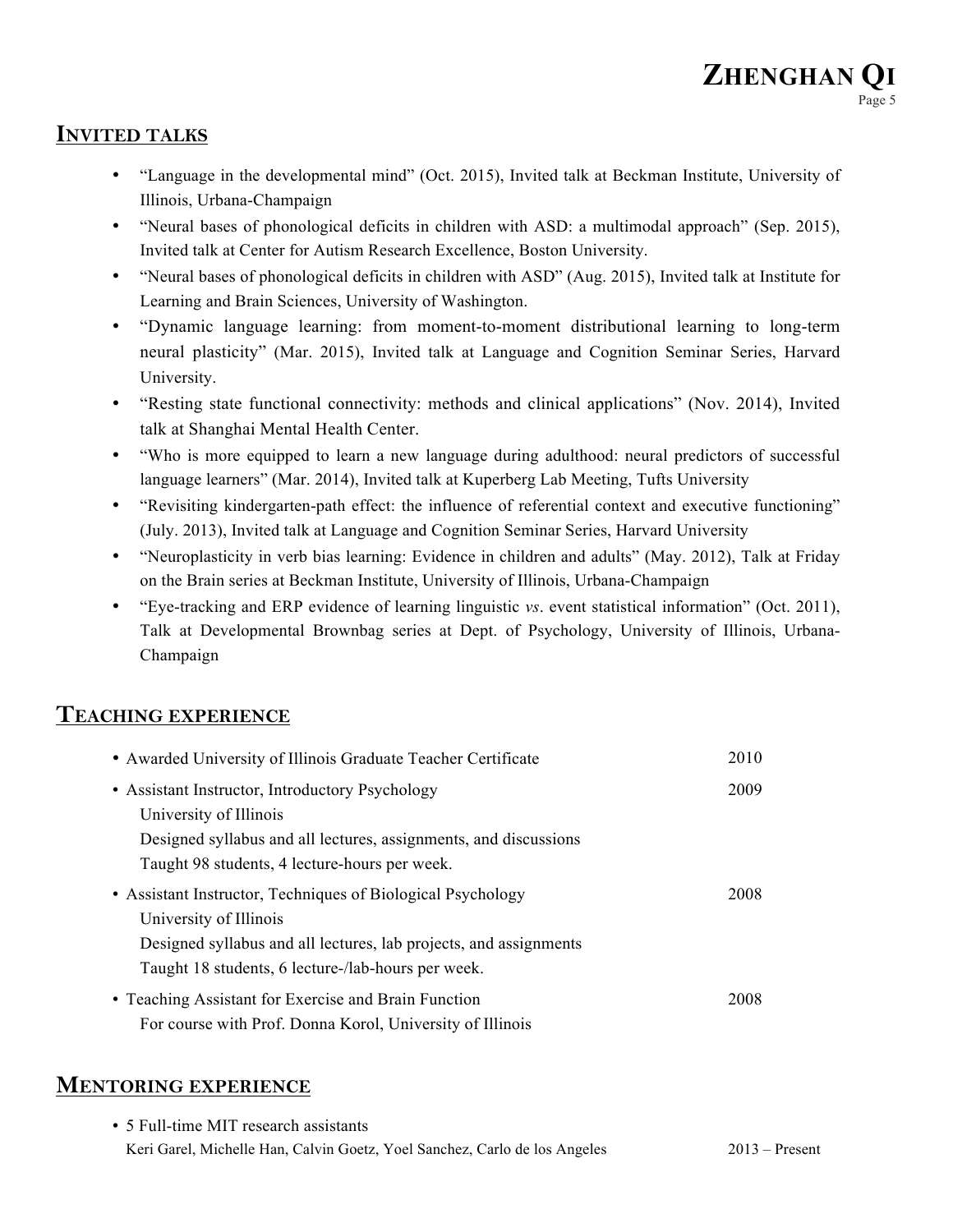## Invited talks

- "Language in the developmental mind" (Oct. 2015), Invited talk at Beckman Institute, University of Illinois, Urbana-Champaign
- "Neural bases of phonological deficits in children with ASD: a multimodal approach" (Sep. 2015), Invited talk at Center for Autism Research Excellence, Boston University.
- "Neural bases of phonological deficits in children with ASD" (Aug. 2015), Invited talk at Institute for Learning and Brain Sciences, University of Washington.
- "Dynamic language learning: from moment-to-moment distributional learning to long-term neural plasticity" (Mar. 2015), Invited talk at Language and Cognition Seminar Series, Harvard University.
- "Resting state functional connectivity: methods and clinical applications" (Nov. 2014), Invited talk at Shanghai Mental Health Center.
- "Who is more equipped to learn a new language during adulthood: neural predictors of successful language learners" (Mar. 2014), Invited talk at Kuperberg Lab Meeting, Tufts University
- "Revisiting kindergarten-path effect: the influence of referential context and executive functioning" (July. 2013), Invited talk at Language and Cognition Seminar Series, Harvard University
- "Neuroplasticity in verb bias learning: Evidence in children and adults" (May. 2012), Talk at Friday on the Brain series at Beckman Institute, University of Illinois, Urbana-Champaign
- "Eye-tracking and ERP evidence of learning linguistic *vs*. event statistical information" (Oct. 2011), Talk at Developmental Brownbag series at Dept. of Psychology, University of Illinois, Urbana-Champaign

## Teaching experience

- Awarded University of Illinois Graduate Teacher Certificate — 2010
- Assistant Instructor, Introductory Psychology — 2009
  University of Illinois
  Designed syllabus and all lectures, assignments, and discussions
  Taught 98 students, 4 lecture-hours per week.
- Assistant Instructor, Techniques of Biological Psychology — 2008
  University of Illinois
  Designed syllabus and all lectures, lab projects, and assignments
  Taught 18 students, 6 lecture-/lab-hours per week.
- Teaching Assistant for Exercise and Brain Function — 2008
  For course with Prof. Donna Korol, University of Illinois

## Mentoring experience

- 5 Full-time MIT research assistants
  Keri Garel, Michelle Han, Calvin Goetz, Yoel Sanchez, Carlo de los Angeles — 2013 – Present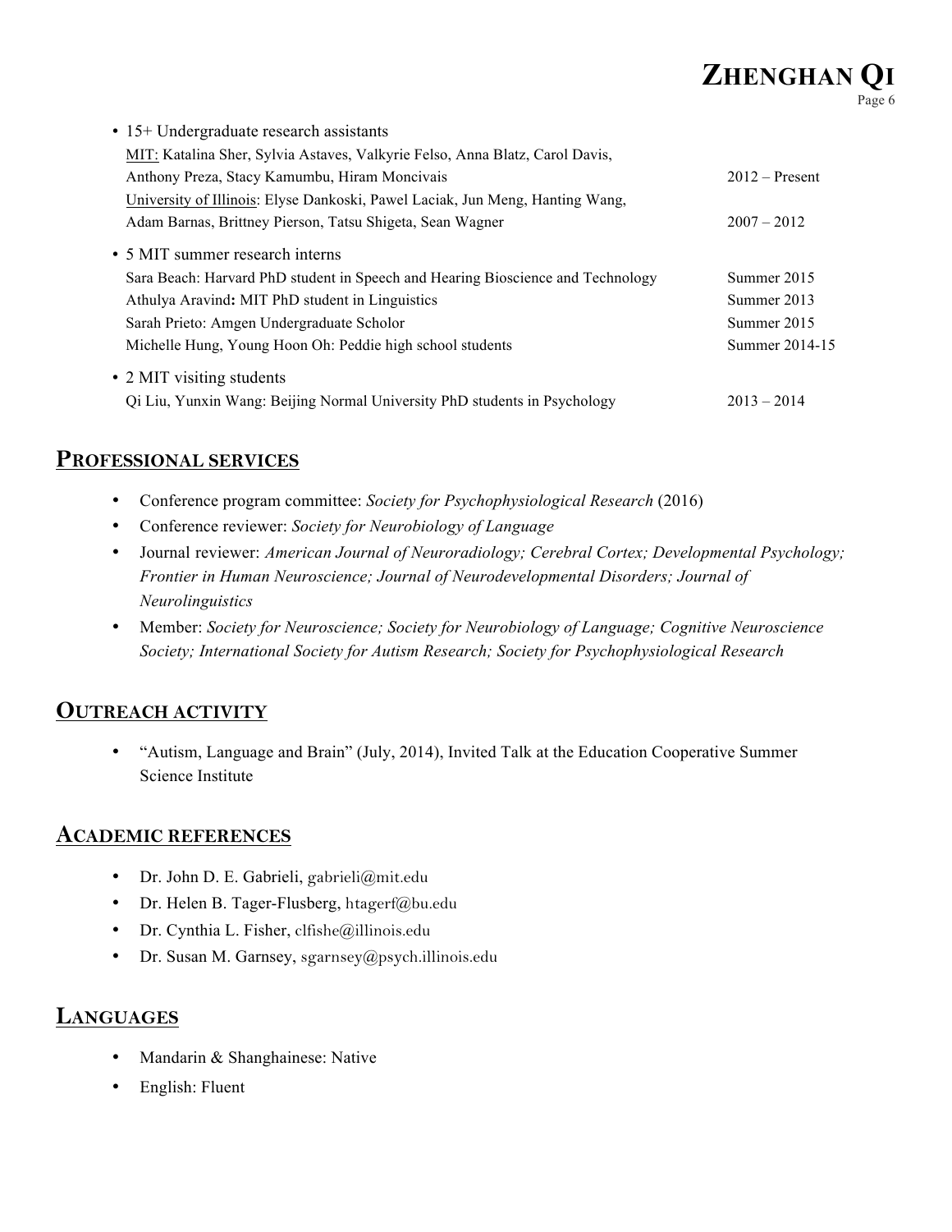- 15+ Undergraduate research assistants
  - MIT: Katalina Sher, Sylvia Astaves, Valkyrie Felso, Anna Blatz, Carol Davis, Anthony Preza, Stacy Kamumbu, Hiram Moncivais — 2012 – Present
  - University of Illinois: Elyse Dankoski, Pawel Laciak, Jun Meng, Hanting Wang, Adam Barnas, Brittney Pierson, Tatsu Shigeta, Sean Wagner — 2007 – 2012
- 5 MIT summer research interns
  - Sara Beach: Harvard PhD student in Speech and Hearing Bioscience and Technology — Summer 2015
  - Athulya Aravind: MIT PhD student in Linguistics — Summer 2013
  - Sarah Prieto: Amgen Undergraduate Scholor — Summer 2015
  - Michelle Hung, Young Hoon Oh: Peddie high school students — Summer 2014-15
- 2 MIT visiting students
  - Qi Liu, Yunxin Wang: Beijing Normal University PhD students in Psychology — 2013 – 2014

## PROFESSIONAL SERVICES

- Conference program committee: *Society for Psychophysiological Research* (2016)
- Conference reviewer: *Society for Neurobiology of Language*
- Journal reviewer: *American Journal of Neuroradiology; Cerebral Cortex; Developmental Psychology; Frontier in Human Neuroscience; Journal of Neurodevelopmental Disorders; Journal of Neurolinguistics*
- Member: *Society for Neuroscience; Society for Neurobiology of Language; Cognitive Neuroscience Society; International Society for Autism Research; Society for Psychophysiological Research*

## OUTREACH ACTIVITY

- "Autism, Language and Brain" (July, 2014), Invited Talk at the Education Cooperative Summer Science Institute

## ACADEMIC REFERENCES

- Dr. John D. E. Gabrieli, gabrieli@mit.edu
- Dr. Helen B. Tager-Flusberg, htagerf@bu.edu
- Dr. Cynthia L. Fisher, clfishe@illinois.edu
- Dr. Susan M. Garnsey, sgarnsey@psych.illinois.edu

## LANGUAGES

- Mandarin & Shanghainese: Native
- English: Fluent